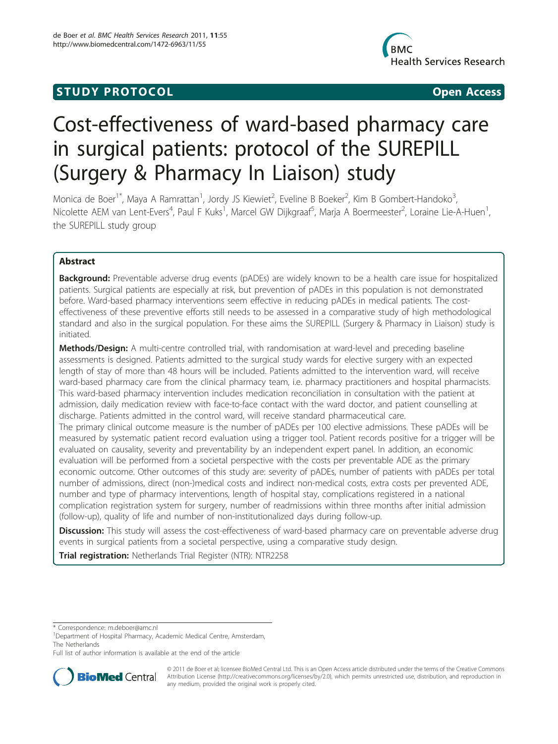**STUDY PROTOCOL** **Open Access**

# Cost-effectiveness of ward-based pharmacy care in surgical patients: protocol of the SUREPILL (Surgery & Pharmacy In Liaison) study

Monica de Boer[1*], Maya A Ramrattan[1], Jordy JS Kiewiet[2], Eveline B Boeker[2], Kim B Gombert-Handoko[3], Nicolette AEM van Lent-Evers[4], Paul F Kuks[1], Marcel GW Dijkgraaf[5], Marja A Boermeester[2], Loraine Lie-A-Huen[1], the SUREPILL study group

## Abstract

**Background:** Preventable adverse drug events (pADEs) are widely known to be a health care issue for hospitalized patients. Surgical patients are especially at risk, but prevention of pADEs in this population is not demonstrated before. Ward-based pharmacy interventions seem effective in reducing pADEs in medical patients. The cost-effectiveness of these preventive efforts still needs to be assessed in a comparative study of high methodological standard and also in the surgical population. For these aims the SUREPILL (Surgery & Pharmacy in Liaison) study is initiated.

**Methods/Design:** A multi-centre controlled trial, with randomisation at ward-level and preceding baseline assessments is designed. Patients admitted to the surgical study wards for elective surgery with an expected length of stay of more than 48 hours will be included. Patients admitted to the intervention ward, will receive ward-based pharmacy care from the clinical pharmacy team, i.e. pharmacy practitioners and hospital pharmacists. This ward-based pharmacy intervention includes medication reconciliation in consultation with the patient at admission, daily medication review with face-to-face contact with the ward doctor, and patient counselling at discharge. Patients admitted in the control ward, will receive standard pharmaceutical care.

The primary clinical outcome measure is the number of pADEs per 100 elective admissions. These pADEs will be measured by systematic patient record evaluation using a trigger tool. Patient records positive for a trigger will be evaluated on causality, severity and preventability by an independent expert panel. In addition, an economic evaluation will be performed from a societal perspective with the costs per preventable ADE as the primary economic outcome. Other outcomes of this study are: severity of pADEs, number of patients with pADEs per total number of admissions, direct (non-)medical costs and indirect non-medical costs, extra costs per prevented ADE, number and type of pharmacy interventions, length of hospital stay, complications registered in a national complication registration system for surgery, number of readmissions within three months after initial admission (follow-up), quality of life and number of non-institutionalized days during follow-up.

**Discussion:** This study will assess the cost-effectiveness of ward-based pharmacy care on preventable adverse drug events in surgical patients from a societal perspective, using a comparative study design.

**Trial registration:** Netherlands Trial Register (NTR): NTR2258

---

\* Correspondence: m.deboer@amc.nl

[1]Department of Hospital Pharmacy, Academic Medical Centre, Amsterdam, The Netherlands

Full list of author information is available at the end of the article

© 2011 de Boer et al; licensee BioMed Central Ltd. This is an Open Access article distributed under the terms of the Creative Commons Attribution License (http://creativecommons.org/licenses/by/2.0), which permits unrestricted use, distribution, and reproduction in any medium, provided the original work is properly cited.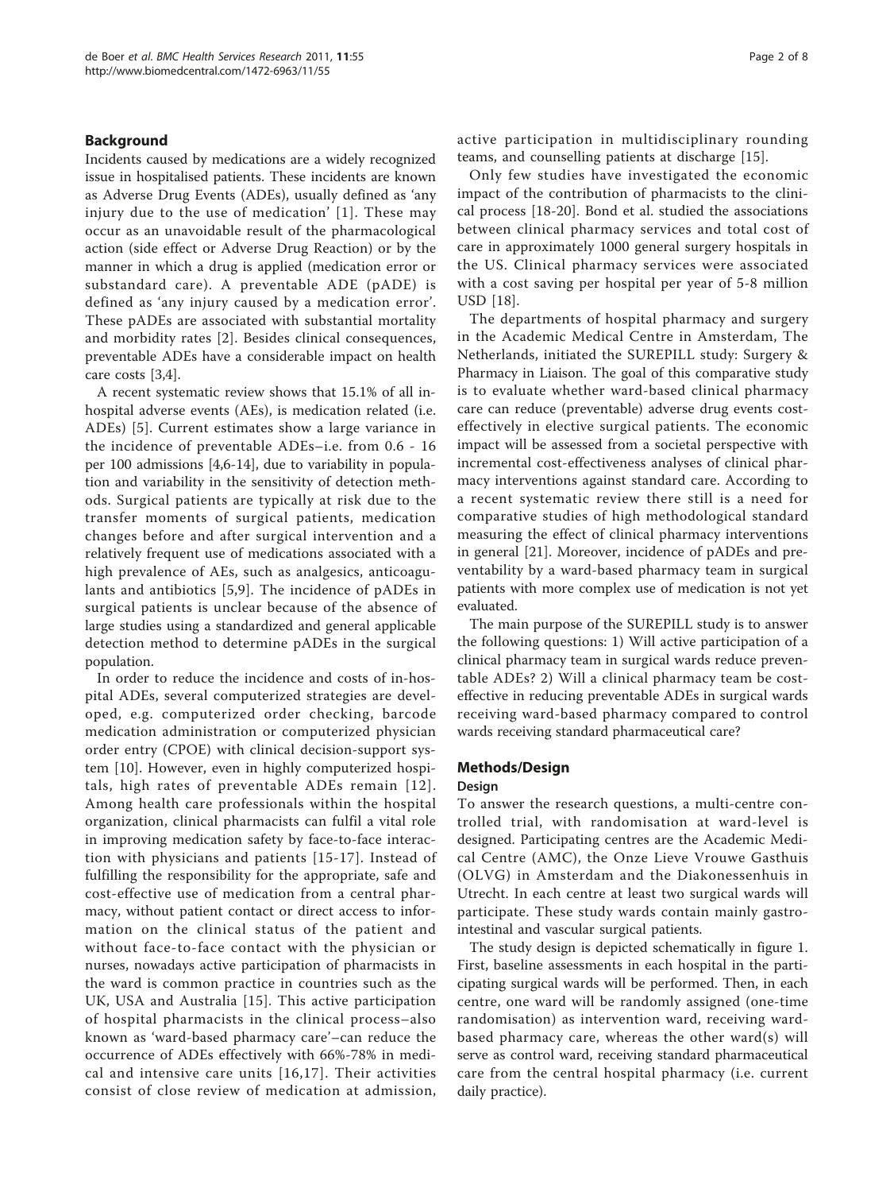## Background

Incidents caused by medications are a widely recognized issue in hospitalised patients. These incidents are known as Adverse Drug Events (ADEs), usually defined as 'any injury due to the use of medication' [1]. These may occur as an unavoidable result of the pharmacological action (side effect or Adverse Drug Reaction) or by the manner in which a drug is applied (medication error or substandard care). A preventable ADE (pADE) is defined as 'any injury caused by a medication error'. These pADEs are associated with substantial mortality and morbidity rates [2]. Besides clinical consequences, preventable ADEs have a considerable impact on health care costs [3,4].

A recent systematic review shows that 15.1% of all in-hospital adverse events (AEs), is medication related (i.e. ADEs) [5]. Current estimates show a large variance in the incidence of preventable ADEs–i.e. from 0.6 - 16 per 100 admissions [4,6-14], due to variability in population and variability in the sensitivity of detection methods. Surgical patients are typically at risk due to the transfer moments of surgical patients, medication changes before and after surgical intervention and a relatively frequent use of medications associated with a high prevalence of AEs, such as analgesics, anticoagulants and antibiotics [5,9]. The incidence of pADEs in surgical patients is unclear because of the absence of large studies using a standardized and general applicable detection method to determine pADEs in the surgical population.

In order to reduce the incidence and costs of in-hospital ADEs, several computerized strategies are developed, e.g. computerized order checking, barcode medication administration or computerized physician order entry (CPOE) with clinical decision-support system [10]. However, even in highly computerized hospitals, high rates of preventable ADEs remain [12]. Among health care professionals within the hospital organization, clinical pharmacists can fulfil a vital role in improving medication safety by face-to-face interaction with physicians and patients [15-17]. Instead of fulfilling the responsibility for the appropriate, safe and cost-effective use of medication from a central pharmacy, without patient contact or direct access to information on the clinical status of the patient and without face-to-face contact with the physician or nurses, nowadays active participation of pharmacists in the ward is common practice in countries such as the UK, USA and Australia [15]. This active participation of hospital pharmacists in the clinical process–also known as 'ward-based pharmacy care'–can reduce the occurrence of ADEs effectively with 66%-78% in medical and intensive care units [16,17]. Their activities consist of close review of medication at admission, active participation in multidisciplinary rounding teams, and counselling patients at discharge [15].

Only few studies have investigated the economic impact of the contribution of pharmacists to the clinical process [18-20]. Bond et al. studied the associations between clinical pharmacy services and total cost of care in approximately 1000 general surgery hospitals in the US. Clinical pharmacy services were associated with a cost saving per hospital per year of 5-8 million USD [18].

The departments of hospital pharmacy and surgery in the Academic Medical Centre in Amsterdam, The Netherlands, initiated the SUREPILL study: Surgery & Pharmacy in Liaison. The goal of this comparative study is to evaluate whether ward-based clinical pharmacy care can reduce (preventable) adverse drug events cost-effectively in elective surgical patients. The economic impact will be assessed from a societal perspective with incremental cost-effectiveness analyses of clinical pharmacy interventions against standard care. According to a recent systematic review there still is a need for comparative studies of high methodological standard measuring the effect of clinical pharmacy interventions in general [21]. Moreover, incidence of pADEs and preventability by a ward-based pharmacy team in surgical patients with more complex use of medication is not yet evaluated.

The main purpose of the SUREPILL study is to answer the following questions: 1) Will active participation of a clinical pharmacy team in surgical wards reduce preventable ADEs? 2) Will a clinical pharmacy team be cost-effective in reducing preventable ADEs in surgical wards receiving ward-based pharmacy compared to control wards receiving standard pharmaceutical care?

## Methods/Design

### Design

To answer the research questions, a multi-centre controlled trial, with randomisation at ward-level is designed. Participating centres are the Academic Medical Centre (AMC), the Onze Lieve Vrouwe Gasthuis (OLVG) in Amsterdam and the Diakonessenhuis in Utrecht. In each centre at least two surgical wards will participate. These study wards contain mainly gastro-intestinal and vascular surgical patients.

The study design is depicted schematically in figure 1. First, baseline assessments in each hospital in the participating surgical wards will be performed. Then, in each centre, one ward will be randomly assigned (one-time randomisation) as intervention ward, receiving ward-based pharmacy care, whereas the other ward(s) will serve as control ward, receiving standard pharmaceutical care from the central hospital pharmacy (i.e. current daily practice).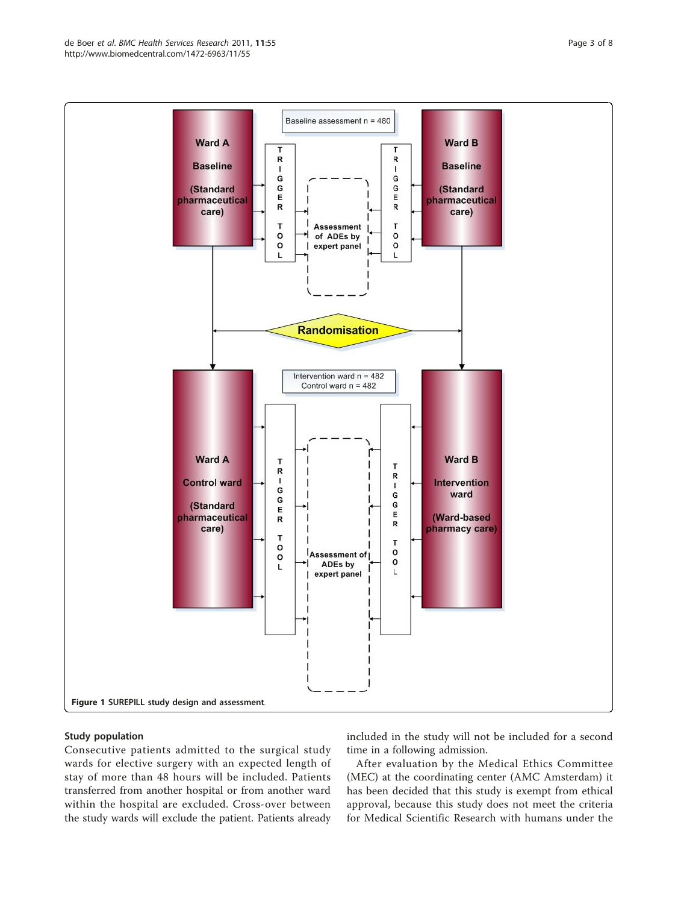Figure 1 SUREPILL study design and assessment.

## Study population

Consecutive patients admitted to the surgical study wards for elective surgery with an expected length of stay of more than 48 hours will be included. Patients transferred from another hospital or from another ward within the hospital are excluded. Cross-over between the study wards will exclude the patient. Patients already included in the study will not be included for a second time in a following admission.

After evaluation by the Medical Ethics Committee (MEC) at the coordinating center (AMC Amsterdam) it has been decided that this study is exempt from ethical approval, because this study does not meet the criteria for Medical Scientific Research with humans under the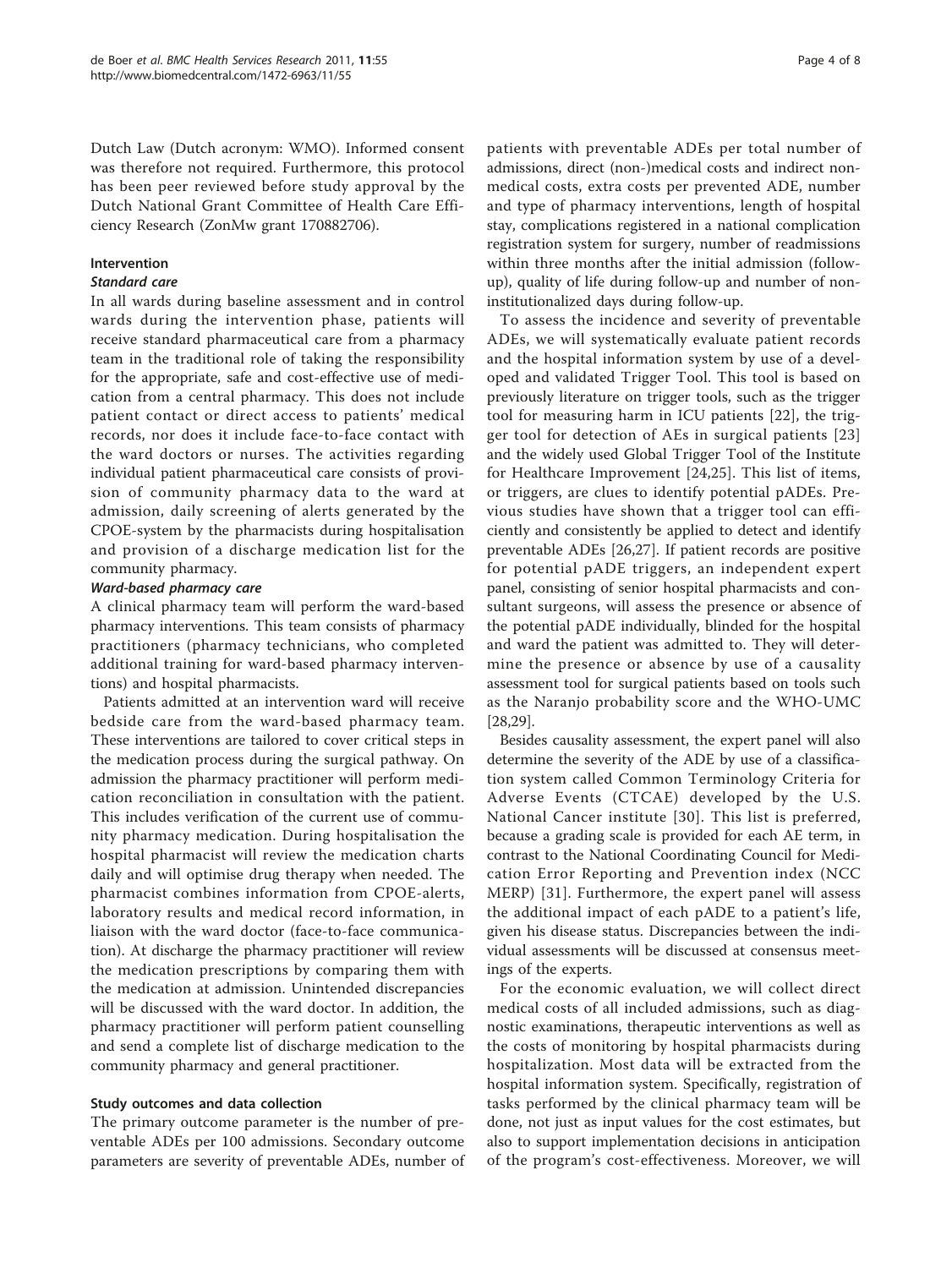Dutch Law (Dutch acronym: WMO). Informed consent was therefore not required. Furthermore, this protocol has been peer reviewed before study approval by the Dutch National Grant Committee of Health Care Efficiency Research (ZonMw grant 170882706).

## Intervention

### *Standard care*

In all wards during baseline assessment and in control wards during the intervention phase, patients will receive standard pharmaceutical care from a pharmacy team in the traditional role of taking the responsibility for the appropriate, safe and cost-effective use of medication from a central pharmacy. This does not include patient contact or direct access to patients' medical records, nor does it include face-to-face contact with the ward doctors or nurses. The activities regarding individual patient pharmaceutical care consists of provision of community pharmacy data to the ward at admission, daily screening of alerts generated by the CPOE-system by the pharmacists during hospitalisation and provision of a discharge medication list for the community pharmacy.

### *Ward-based pharmacy care*

A clinical pharmacy team will perform the ward-based pharmacy interventions. This team consists of pharmacy practitioners (pharmacy technicians, who completed additional training for ward-based pharmacy interventions) and hospital pharmacists.

Patients admitted at an intervention ward will receive bedside care from the ward-based pharmacy team. These interventions are tailored to cover critical steps in the medication process during the surgical pathway. On admission the pharmacy practitioner will perform medication reconciliation in consultation with the patient. This includes verification of the current use of community pharmacy medication. During hospitalisation the hospital pharmacist will review the medication charts daily and will optimise drug therapy when needed. The pharmacist combines information from CPOE-alerts, laboratory results and medical record information, in liaison with the ward doctor (face-to-face communication). At discharge the pharmacy practitioner will review the medication prescriptions by comparing them with the medication at admission. Unintended discrepancies will be discussed with the ward doctor. In addition, the pharmacy practitioner will perform patient counselling and send a complete list of discharge medication to the community pharmacy and general practitioner.

## Study outcomes and data collection

The primary outcome parameter is the number of preventable ADEs per 100 admissions. Secondary outcome parameters are severity of preventable ADEs, number of patients with preventable ADEs per total number of admissions, direct (non-)medical costs and indirect non-medical costs, extra costs per prevented ADE, number and type of pharmacy interventions, length of hospital stay, complications registered in a national complication registration system for surgery, number of readmissions within three months after the initial admission (follow-up), quality of life during follow-up and number of non-institutionalized days during follow-up.

To assess the incidence and severity of preventable ADEs, we will systematically evaluate patient records and the hospital information system by use of a developed and validated Trigger Tool. This tool is based on previously literature on trigger tools, such as the trigger tool for measuring harm in ICU patients [22], the trigger tool for detection of AEs in surgical patients [23] and the widely used Global Trigger Tool of the Institute for Healthcare Improvement [24,25]. This list of items, or triggers, are clues to identify potential pADEs. Previous studies have shown that a trigger tool can efficiently and consistently be applied to detect and identify preventable ADEs [26,27]. If patient records are positive for potential pADE triggers, an independent expert panel, consisting of senior hospital pharmacists and consultant surgeons, will assess the presence or absence of the potential pADE individually, blinded for the hospital and ward the patient was admitted to. They will determine the presence or absence by use of a causality assessment tool for surgical patients based on tools such as the Naranjo probability score and the WHO-UMC [28,29].

Besides causality assessment, the expert panel will also determine the severity of the ADE by use of a classification system called Common Terminology Criteria for Adverse Events (CTCAE) developed by the U.S. National Cancer institute [30]. This list is preferred, because a grading scale is provided for each AE term, in contrast to the National Coordinating Council for Medication Error Reporting and Prevention index (NCC MERP) [31]. Furthermore, the expert panel will assess the additional impact of each pADE to a patient's life, given his disease status. Discrepancies between the individual assessments will be discussed at consensus meetings of the experts.

For the economic evaluation, we will collect direct medical costs of all included admissions, such as diagnostic examinations, therapeutic interventions as well as the costs of monitoring by hospital pharmacists during hospitalization. Most data will be extracted from the hospital information system. Specifically, registration of tasks performed by the clinical pharmacy team will be done, not just as input values for the cost estimates, but also to support implementation decisions in anticipation of the program's cost-effectiveness. Moreover, we will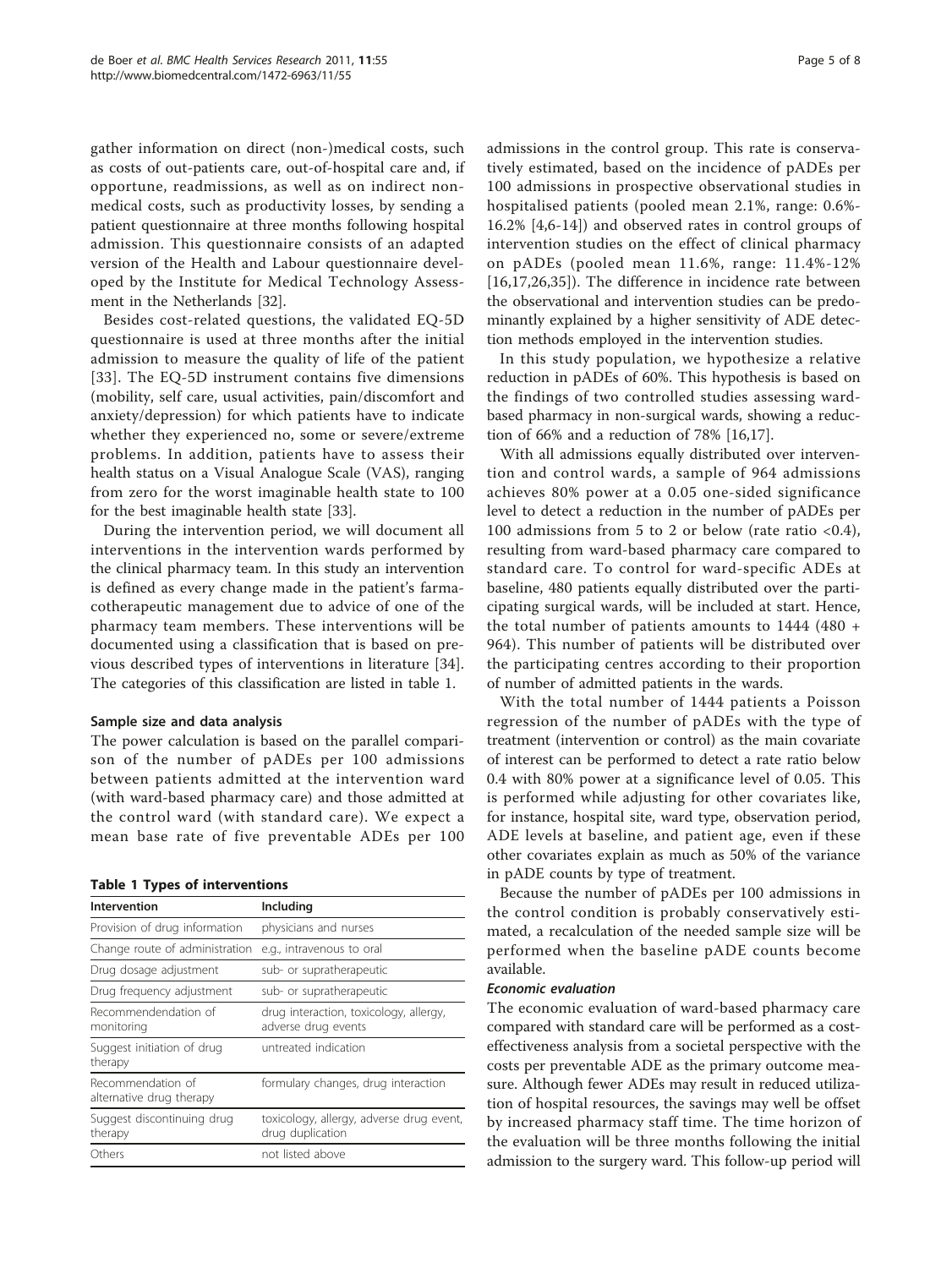gather information on direct (non-)medical costs, such as costs of out-patients care, out-of-hospital care and, if opportune, readmissions, as well as on indirect non-medical costs, such as productivity losses, by sending a patient questionnaire at three months following hospital admission. This questionnaire consists of an adapted version of the Health and Labour questionnaire developed by the Institute for Medical Technology Assessment in the Netherlands [32].

Besides cost-related questions, the validated EQ-5D questionnaire is used at three months after the initial admission to measure the quality of life of the patient [33]. The EQ-5D instrument contains five dimensions (mobility, self care, usual activities, pain/discomfort and anxiety/depression) for which patients have to indicate whether they experienced no, some or severe/extreme problems. In addition, patients have to assess their health status on a Visual Analogue Scale (VAS), ranging from zero for the worst imaginable health state to 100 for the best imaginable health state [33].

During the intervention period, we will document all interventions in the intervention wards performed by the clinical pharmacy team. In this study an intervention is defined as every change made in the patient's farmacotherapeutic management due to advice of one of the pharmacy team members. These interventions will be documented using a classification that is based on previous described types of interventions in literature [34]. The categories of this classification are listed in table 1.

#### Sample size and data analysis

The power calculation is based on the parallel comparison of the number of pADEs per 100 admissions between patients admitted at the intervention ward (with ward-based pharmacy care) and those admitted at the control ward (with standard care). We expect a mean base rate of five preventable ADEs per 100 admissions in the control group. This rate is conservatively estimated, based on the incidence of pADEs per 100 admissions in prospective observational studies in hospitalised patients (pooled mean 2.1%, range: 0.6%-16.2% [4,6-14]) and observed rates in control groups of intervention studies on the effect of clinical pharmacy on pADEs (pooled mean 11.6%, range: 11.4%-12% [16,17,26,35]). The difference in incidence rate between the observational and intervention studies can be predominantly explained by a higher sensitivity of ADE detection methods employed in the intervention studies.

**Table 1 Types of interventions**

| Intervention | Including |
|---|---|
| Provision of drug information | physicians and nurses |
| Change route of administration | e.g., intravenous to oral |
| Drug dosage adjustment | sub- or supratherapeutic |
| Drug frequency adjustment | sub- or supratherapeutic |
| Recommendendation of monitoring | drug interaction, toxicology, allergy, adverse drug events |
| Suggest initiation of drug therapy | untreated indication |
| Recommendation of alternative drug therapy | formulary changes, drug interaction |
| Suggest discontinuing drug therapy | toxicology, allergy, adverse drug event, drug duplication |
| Others | not listed above |

In this study population, we hypothesize a relative reduction in pADEs of 60%. This hypothesis is based on the findings of two controlled studies assessing ward-based pharmacy in non-surgical wards, showing a reduction of 66% and a reduction of 78% [16,17].

With all admissions equally distributed over intervention and control wards, a sample of 964 admissions achieves 80% power at a 0.05 one-sided significance level to detect a reduction in the number of pADEs per 100 admissions from 5 to 2 or below (rate ratio <0.4), resulting from ward-based pharmacy care compared to standard care. To control for ward-specific ADEs at baseline, 480 patients equally distributed over the participating surgical wards, will be included at start. Hence, the total number of patients amounts to 1444 (480 + 964). This number of patients will be distributed over the participating centres according to their proportion of number of admitted patients in the wards.

With the total number of 1444 patients a Poisson regression of the number of pADEs with the type of treatment (intervention or control) as the main covariate of interest can be performed to detect a rate ratio below 0.4 with 80% power at a significance level of 0.05. This is performed while adjusting for other covariates like, for instance, hospital site, ward type, observation period, ADE levels at baseline, and patient age, even if these other covariates explain as much as 50% of the variance in pADE counts by type of treatment.

Because the number of pADEs per 100 admissions in the control condition is probably conservatively estimated, a recalculation of the needed sample size will be performed when the baseline pADE counts become available.

##### *Economic evaluation*

The economic evaluation of ward-based pharmacy care compared with standard care will be performed as a cost-effectiveness analysis from a societal perspective with the costs per preventable ADE as the primary outcome measure. Although fewer ADEs may result in reduced utilization of hospital resources, the savings may well be offset by increased pharmacy staff time. The time horizon of the evaluation will be three months following the initial admission to the surgery ward. This follow-up period will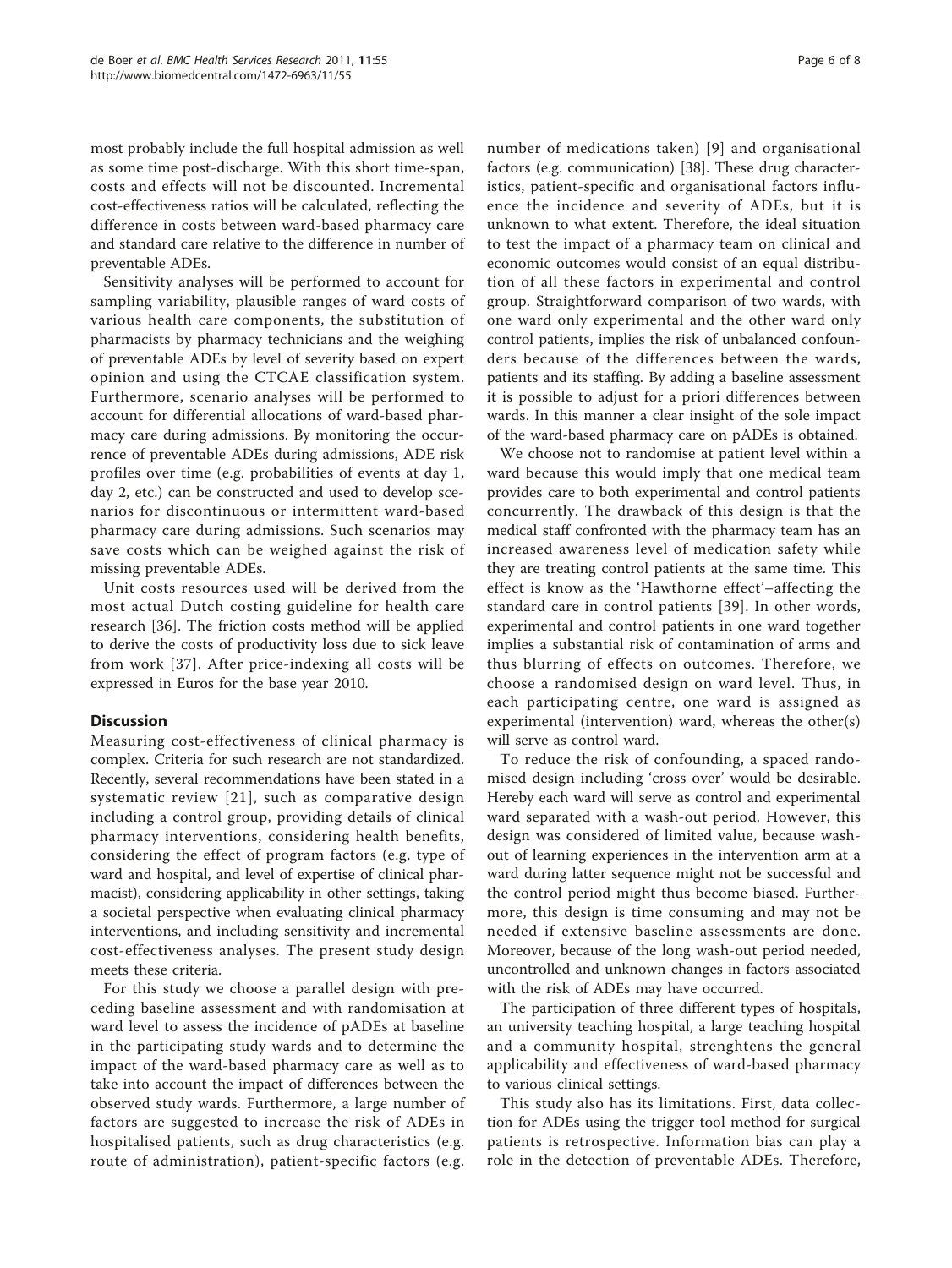most probably include the full hospital admission as well as some time post-discharge. With this short time-span, costs and effects will not be discounted. Incremental cost-effectiveness ratios will be calculated, reflecting the difference in costs between ward-based pharmacy care and standard care relative to the difference in number of preventable ADEs.

Sensitivity analyses will be performed to account for sampling variability, plausible ranges of ward costs of various health care components, the substitution of pharmacists by pharmacy technicians and the weighing of preventable ADEs by level of severity based on expert opinion and using the CTCAE classification system. Furthermore, scenario analyses will be performed to account for differential allocations of ward-based pharmacy care during admissions. By monitoring the occurrence of preventable ADEs during admissions, ADE risk profiles over time (e.g. probabilities of events at day 1, day 2, etc.) can be constructed and used to develop scenarios for discontinuous or intermittent ward-based pharmacy care during admissions. Such scenarios may save costs which can be weighed against the risk of missing preventable ADEs.

Unit costs resources used will be derived from the most actual Dutch costing guideline for health care research [36]. The friction costs method will be applied to derive the costs of productivity loss due to sick leave from work [37]. After price-indexing all costs will be expressed in Euros for the base year 2010.

## Discussion

Measuring cost-effectiveness of clinical pharmacy is complex. Criteria for such research are not standardized. Recently, several recommendations have been stated in a systematic review [21], such as comparative design including a control group, providing details of clinical pharmacy interventions, considering health benefits, considering the effect of program factors (e.g. type of ward and hospital, and level of expertise of clinical pharmacist), considering applicability in other settings, taking a societal perspective when evaluating clinical pharmacy interventions, and including sensitivity and incremental cost-effectiveness analyses. The present study design meets these criteria.

For this study we choose a parallel design with preceding baseline assessment and with randomisation at ward level to assess the incidence of pADEs at baseline in the participating study wards and to determine the impact of the ward-based pharmacy care as well as to take into account the impact of differences between the observed study wards. Furthermore, a large number of factors are suggested to increase the risk of ADEs in hospitalised patients, such as drug characteristics (e.g. route of administration), patient-specific factors (e.g. number of medications taken) [9] and organisational factors (e.g. communication) [38]. These drug characteristics, patient-specific and organisational factors influence the incidence and severity of ADEs, but it is unknown to what extent. Therefore, the ideal situation to test the impact of a pharmacy team on clinical and economic outcomes would consist of an equal distribution of all these factors in experimental and control group. Straightforward comparison of two wards, with one ward only experimental and the other ward only control patients, implies the risk of unbalanced confounders because of the differences between the wards, patients and its staffing. By adding a baseline assessment it is possible to adjust for a priori differences between wards. In this manner a clear insight of the sole impact of the ward-based pharmacy care on pADEs is obtained.

We choose not to randomise at patient level within a ward because this would imply that one medical team provides care to both experimental and control patients concurrently. The drawback of this design is that the medical staff confronted with the pharmacy team has an increased awareness level of medication safety while they are treating control patients at the same time. This effect is know as the 'Hawthorne effect'–affecting the standard care in control patients [39]. In other words, experimental and control patients in one ward together implies a substantial risk of contamination of arms and thus blurring of effects on outcomes. Therefore, we choose a randomised design on ward level. Thus, in each participating centre, one ward is assigned as experimental (intervention) ward, whereas the other(s) will serve as control ward.

To reduce the risk of confounding, a spaced randomised design including 'cross over' would be desirable. Hereby each ward will serve as control and experimental ward separated with a wash-out period. However, this design was considered of limited value, because wash-out of learning experiences in the intervention arm at a ward during latter sequence might not be successful and the control period might thus become biased. Furthermore, this design is time consuming and may not be needed if extensive baseline assessments are done. Moreover, because of the long wash-out period needed, uncontrolled and unknown changes in factors associated with the risk of ADEs may have occurred.

The participation of three different types of hospitals, an university teaching hospital, a large teaching hospital and a community hospital, strenghtens the general applicability and effectiveness of ward-based pharmacy to various clinical settings.

This study also has its limitations. First, data collection for ADEs using the trigger tool method for surgical patients is retrospective. Information bias can play a role in the detection of preventable ADEs. Therefore,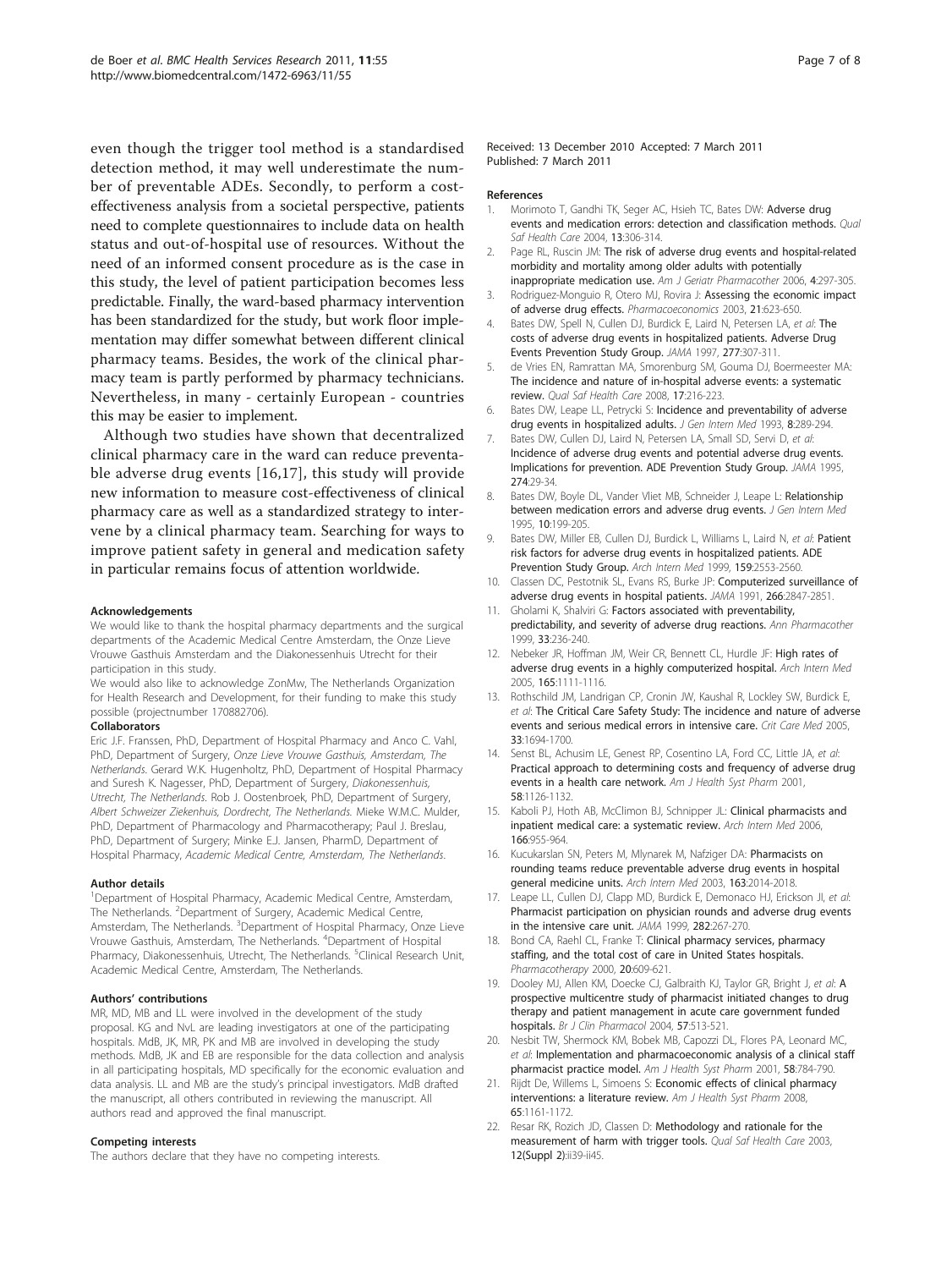even though the trigger tool method is a standardised detection method, it may well underestimate the number of preventable ADEs. Secondly, to perform a cost-effectiveness analysis from a societal perspective, patients need to complete questionnaires to include data on health status and out-of-hospital use of resources. Without the need of an informed consent procedure as is the case in this study, the level of patient participation becomes less predictable. Finally, the ward-based pharmacy intervention has been standardized for the study, but work floor implementation may differ somewhat between different clinical pharmacy teams. Besides, the work of the clinical pharmacy team is partly performed by pharmacy technicians. Nevertheless, in many - certainly European - countries this may be easier to implement.

Although two studies have shown that decentralized clinical pharmacy care in the ward can reduce preventable adverse drug events [16,17], this study will provide new information to measure cost-effectiveness of clinical pharmacy care as well as a standardized strategy to intervene by a clinical pharmacy team. Searching for ways to improve patient safety in general and medication safety in particular remains focus of attention worldwide.

#### Acknowledgements

We would like to thank the hospital pharmacy departments and the surgical departments of the Academic Medical Centre Amsterdam, the Onze Lieve Vrouwe Gasthuis Amsterdam and the Diakonessenhuis Utrecht for their participation in this study.

We would also like to acknowledge ZonMw, The Netherlands Organization for Health Research and Development, for their funding to make this study possible (projectnumber 170882706).

#### Collaborators

Eric J.F. Franssen, PhD, Department of Hospital Pharmacy and Anco C. Vahl, PhD, Department of Surgery, *Onze Lieve Vrouwe Gasthuis, Amsterdam, The Netherlands*. Gerard W.K. Hugenholtz, PhD, Department of Hospital Pharmacy and Suresh K. Nagesser, PhD, Department of Surgery, *Diakonessenhuis, Utrecht, The Netherlands*. Rob J. Oostenbroek, PhD, Department of Surgery, *Albert Schweizer Ziekenhuis, Dordrecht, The Netherlands*. Mieke W.M.C. Mulder, PhD, Department of Pharmacology and Pharmacotherapy; Paul J. Breslau, PhD, Department of Surgery; Minke E.J. Jansen, PharmD, Department of Hospital Pharmacy, *Academic Medical Centre, Amsterdam, The Netherlands*.

#### Author details

[1]Department of Hospital Pharmacy, Academic Medical Centre, Amsterdam, The Netherlands. [2]Department of Surgery, Academic Medical Centre, Amsterdam, The Netherlands. [3]Department of Hospital Pharmacy, Onze Lieve Vrouwe Gasthuis, Amsterdam, The Netherlands. [4]Department of Hospital Pharmacy, Diakonessenhuis, Utrecht, The Netherlands. [5]Clinical Research Unit, Academic Medical Centre, Amsterdam, The Netherlands.

#### Authors' contributions

MR, MD, MB and LL were involved in the development of the study proposal. KG and NvL are leading investigators at one of the participating hospitals. MdB, JK, MR, PK and MB are involved in developing the study methods. MdB, JK and EB are responsible for the data collection and analysis in all participating hospitals, MD specifically for the economic evaluation and data analysis. LL and MB are the study's principal investigators. MdB drafted the manuscript, all others contributed in reviewing the manuscript. All authors read and approved the final manuscript.

#### Competing interests

The authors declare that they have no competing interests.

Received: 13 December 2010 Accepted: 7 March 2011
Published: 7 March 2011

#### References

1. Morimoto T, Gandhi TK, Seger AC, Hsieh TC, Bates DW: **Adverse drug events and medication errors: detection and classification methods.** *Qual Saf Health Care* 2004, **13**:306-314.
2. Page RL, Ruscin JM: **The risk of adverse drug events and hospital-related morbidity and mortality among older adults with potentially inappropriate medication use.** *Am J Geriatr Pharmacother* 2006, **4**:297-305.
3. Rodriguez-Monguio R, Otero MJ, Rovira J: **Assessing the economic impact of adverse drug effects.** *Pharmacoeconomics* 2003, **21**:623-650.
4. Bates DW, Spell N, Cullen DJ, Burdick E, Laird N, Petersen LA, *et al*: **The costs of adverse drug events in hospitalized patients. Adverse Drug Events Prevention Study Group.** *JAMA* 1997, **277**:307-311.
5. de Vries EN, Ramrattan MA, Smorenburg SM, Gouma DJ, Boermeester MA: **The incidence and nature of in-hospital adverse events: a systematic review.** *Qual Saf Health Care* 2008, **17**:216-223.
6. Bates DW, Leape LL, Petrycki S: **Incidence and preventability of adverse drug events in hospitalized adults.** *J Gen Intern Med* 1993, **8**:289-294.
7. Bates DW, Cullen DJ, Laird N, Petersen LA, Small SD, Servi D, *et al*: **Incidence of adverse drug events and potential adverse drug events. Implications for prevention. ADE Prevention Study Group.** *JAMA* 1995, **274**:29-34.
8. Bates DW, Boyle DL, Vander Vliet MB, Schneider J, Leape L: **Relationship between medication errors and adverse drug events.** *J Gen Intern Med* 1995, **10**:199-205.
9. Bates DW, Miller EB, Cullen DJ, Burdick L, Williams L, Laird N, *et al*: **Patient risk factors for adverse drug events in hospitalized patients. ADE Prevention Study Group.** *Arch Intern Med* 1999, **159**:2553-2560.
10. Classen DC, Pestotnik SL, Evans RS, Burke JP: **Computerized surveillance of adverse drug events in hospital patients.** *JAMA* 1991, **266**:2847-2851.
11. Gholami K, Shalviri G: **Factors associated with preventability, predictability, and severity of adverse drug reactions.** *Ann Pharmacother* 1999, **33**:236-240.
12. Nebeker JR, Hoffman JM, Weir CR, Bennett CL, Hurdle JF: **High rates of adverse drug events in a highly computerized hospital.** *Arch Intern Med* 2005, **165**:1111-1116.
13. Rothschild JM, Landrigan CP, Cronin JW, Kaushal R, Lockley SW, Burdick E, *et al*: **The Critical Care Safety Study: The incidence and nature of adverse events and serious medical errors in intensive care.** *Crit Care Med* 2005, **33**:1694-1700.
14. Senst BL, Achusim LE, Genest RP, Cosentino LA, Ford CC, Little JA, *et al*: **Practical approach to determining costs and frequency of adverse drug events in a health care network.** *Am J Health Syst Pharm* 2001, **58**:1126-1132.
15. Kaboli PJ, Hoth AB, McClimon BJ, Schnipper JL: **Clinical pharmacists and inpatient medical care: a systematic review.** *Arch Intern Med* 2006, **166**:955-964.
16. Kucukarslan SN, Peters M, Mlynarek M, Nafziger DA: **Pharmacists on rounding teams reduce preventable adverse drug events in hospital general medicine units.** *Arch Intern Med* 2003, **163**:2014-2018.
17. Leape LL, Cullen DJ, Clapp MD, Burdick E, Demonaco HJ, Erickson JI, *et al*: **Pharmacist participation on physician rounds and adverse drug events in the intensive care unit.** *JAMA* 1999, **282**:267-270.
18. Bond CA, Raehl CL, Franke T: **Clinical pharmacy services, pharmacy staffing, and the total cost of care in United States hospitals.** *Pharmacotherapy* 2000, **20**:609-621.
19. Dooley MJ, Allen KM, Doecke CJ, Galbraith KJ, Taylor GR, Bright J, *et al*: **A prospective multicentre study of pharmacist initiated changes to drug therapy and patient management in acute care government funded hospitals.** *Br J Clin Pharmacol* 2004, **57**:513-521.
20. Nesbit TW, Shermock KM, Bobek MB, Capozzi DL, Flores PA, Leonard MC, *et al*: **Implementation and pharmacoeconomic analysis of a clinical staff pharmacist practice model.** *Am J Health Syst Pharm* 2001, **58**:784-790.
21. Rijdt De, Willems L, Simoens S: **Economic effects of clinical pharmacy interventions: a literature review.** *Am J Health Syst Pharm* 2008, **65**:1161-1172.
22. Resar RK, Rozich JD, Classen D: **Methodology and rationale for the measurement of harm with trigger tools.** *Qual Saf Health Care* 2003, **12(Suppl 2)**:ii39-ii45.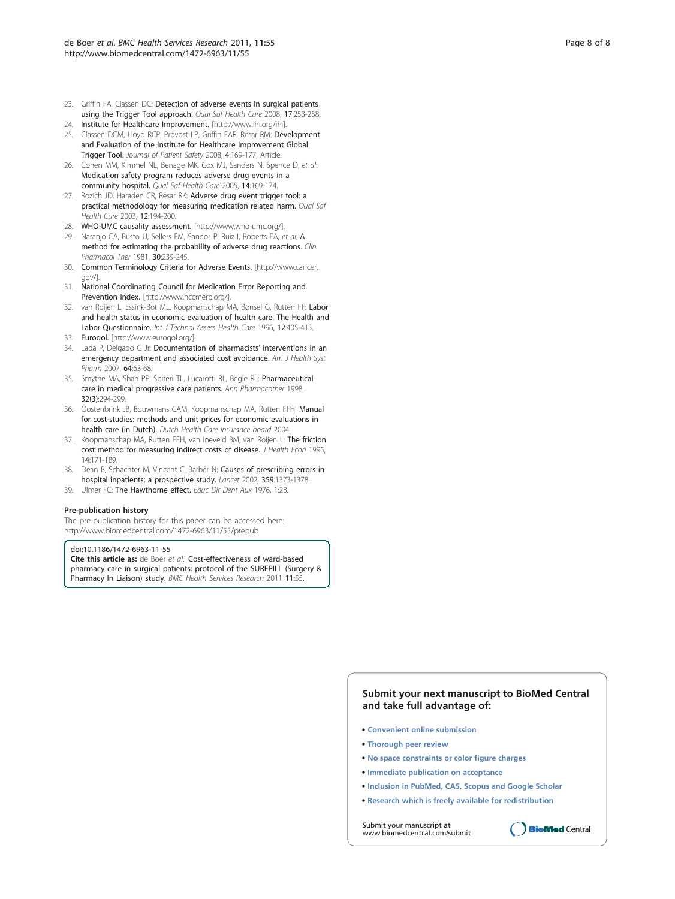23. Griffin FA, Classen DC: **Detection of adverse events in surgical patients using the Trigger Tool approach.** *Qual Saf Health Care* 2008, **17**:253-258.
24. **Institute for Healthcare Improvement.** [http://www.ihi.org/ihi].
25. Classen DCM, Lloyd RCP, Provost LP, Griffin FAR, Resar RM: **Development and Evaluation of the Institute for Healthcare Improvement Global Trigger Tool.** *Journal of Patient Safety* 2008, **4**:169-177, Article.
26. Cohen MM, Kimmel NL, Benage MK, Cox MJ, Sanders N, Spence D, *et al*: **Medication safety program reduces adverse drug events in a community hospital.** *Qual Saf Health Care* 2005, **14**:169-174.
27. Rozich JD, Haraden CR, Resar RK: **Adverse drug event trigger tool: a practical methodology for measuring medication related harm.** *Qual Saf Health Care* 2003, **12**:194-200.
28. **WHO-UMC causality assessment.** [http://www.who-umc.org/].
29. Naranjo CA, Busto U, Sellers EM, Sandor P, Ruiz I, Roberts EA, *et al*: **A method for estimating the probability of adverse drug reactions.** *Clin Pharmacol Ther* 1981, **30**:239-245.
30. **Common Terminology Criteria for Adverse Events.** [http://www.cancer.gov/].
31. **National Coordinating Council for Medication Error Reporting and Prevention index.** [http://www.nccmerp.org/].
32. van Roijen L, Essink-Bot ML, Koopmanschap MA, Bonsel G, Rutten FF: **Labor and health status in economic evaluation of health care. The Health and Labor Questionnaire.** *Int J Technol Assess Health Care* 1996, **12**:405-415.
33. **Euroqol.** [http://www.euroqol.org/].
34. Lada P, Delgado G Jr: **Documentation of pharmacists' interventions in an emergency department and associated cost avoidance.** *Am J Health Syst Pharm* 2007, **64**:63-68.
35. Smythe MA, Shah PP, Spiteri TL, Lucarotti RL, Begle RL: **Pharmaceutical care in medical progressive care patients.** *Ann Pharmacother* 1998, **32(3)**:294-299.
36. Oostenbrink JB, Bouwmans CAM, Koopmanschap MA, Rutten FFH: **Manual for cost-studies: methods and unit prices for economic evaluations in health care (in Dutch).** *Dutch Health Care insurance board* 2004.
37. Koopmanschap MA, Rutten FFH, van Ineveld BM, van Roijen L: **The friction cost method for measuring indirect costs of disease.** *J Health Econ* 1995, **14**:171-189.
38. Dean B, Schachter M, Vincent C, Barber N: **Causes of prescribing errors in hospital inpatients: a prospective study.** *Lancet* 2002, **359**:1373-1378.
39. Ulmer FC: **The Hawthorne effect.** *Educ Dir Dent Aux* 1976, **1**:28.

### Pre-publication history

The pre-publication history for this paper can be accessed here:
http://www.biomedcentral.com/1472-6963/11/55/prepub

doi:10.1186/1472-6963-11-55

**Cite this article as:** de Boer *et al.*: Cost-effectiveness of ward-based pharmacy care in surgical patients: protocol of the SUREPILL (Surgery & Pharmacy In Liaison) study. *BMC Health Services Research* 2011 **11**:55.

**Submit your next manuscript to BioMed Central and take full advantage of:**

- Convenient online submission
- Thorough peer review
- No space constraints or color figure charges
- Immediate publication on acceptance
- Inclusion in PubMed, CAS, Scopus and Google Scholar
- Research which is freely available for redistribution

Submit your manuscript at
www.biomedcentral.com/submit

BioMed Central